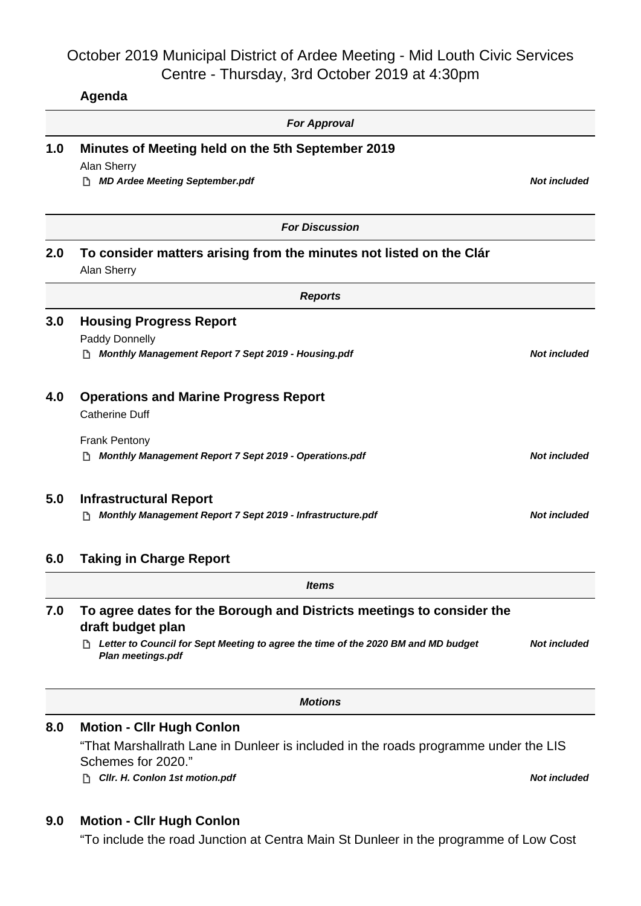# October 2019 Municipal District of Ardee Meeting - Mid Louth Civic Services Centre - Thursday, 3rd October 2019 at 4:30pm

**Agenda**

***For Approval***

## 1.0 Minutes of Meeting held on the 5th September 2019

Alan Sherry

***MD Ardee Meeting September.pdf*** — ***Not included***

***For Discussion***

## 2.0 To consider matters arising from the minutes not listed on the Clár

Alan Sherry

***Reports***

## 3.0 Housing Progress Report

Paddy Donnelly

***Monthly Management Report 7 Sept 2019 - Housing.pdf*** — ***Not included***

## 4.0 Operations and Marine Progress Report

Catherine Duff

Frank Pentony

***Monthly Management Report 7 Sept 2019 - Operations.pdf*** — ***Not included***

## 5.0 Infrastructural Report

***Monthly Management Report 7 Sept 2019 - Infrastructure.pdf*** — ***Not included***

## 6.0 Taking in Charge Report

***Items***

## 7.0 To agree dates for the Borough and Districts meetings to consider the draft budget plan

***Letter to Council for Sept Meeting to agree the time of the 2020 BM and MD budget Plan meetings.pdf*** — ***Not included***

***Motions***

## 8.0 Motion - Cllr Hugh Conlon

"That Marshallrath Lane in Dunleer is included in the roads programme under the LIS Schemes for 2020."

***Cllr. H. Conlon 1st motion.pdf*** — ***Not included***

## 9.0 Motion - Cllr Hugh Conlon

"To include the road Junction at Centra Main St Dunleer in the programme of Low Cost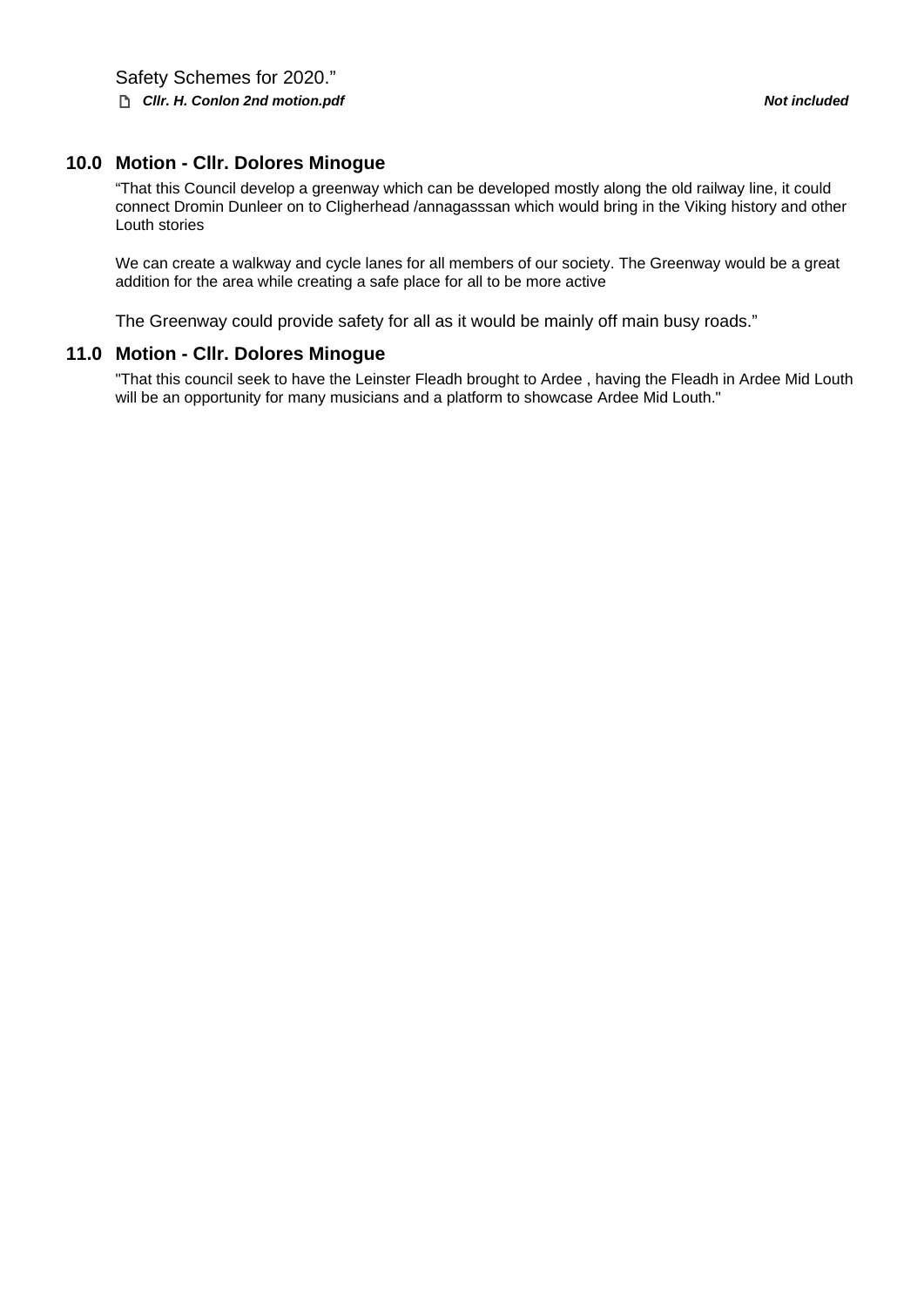Safety Schemes for 2020."

*Cllr. H. Conlon 2nd motion.pdf* *Not included*

## 10.0 Motion - Cllr. Dolores Minogue

"That this Council develop a greenway which can be developed mostly along the old railway line, it could connect Dromin Dunleer on to Cligherhead /annagasssan which would bring in the Viking history and other Louth stories

We can create a walkway and cycle lanes for all members of our society. The Greenway would be a great addition for the area while creating a safe place for all to be more active

The Greenway could provide safety for all as it would be mainly off main busy roads."

## 11.0 Motion - Cllr. Dolores Minogue

"That this council seek to have the Leinster Fleadh brought to Ardee , having the Fleadh in Ardee Mid Louth will be an opportunity for many musicians and a platform to showcase Ardee Mid Louth."